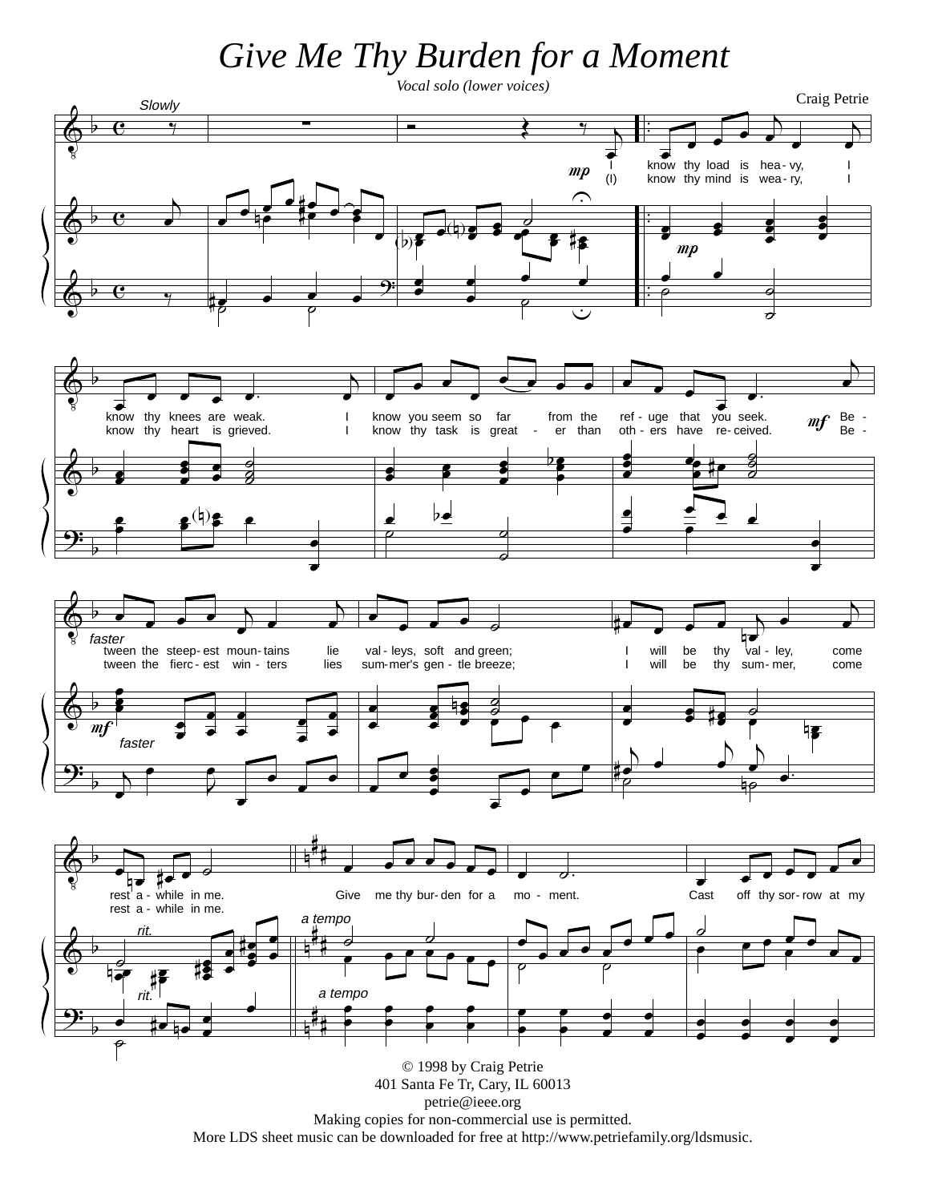# Give Me Thy Burden for a Moment

*Vocal solo (lower voices)*

Craig Petrie

© 1998 by Craig Petrie
401 Santa Fe Tr, Cary, IL 60013
petrie@ieee.org
Making copies for non-commercial use is permitted.
More LDS sheet music can be downloaded for free at http://www.petriefamily.org/ldsmusic.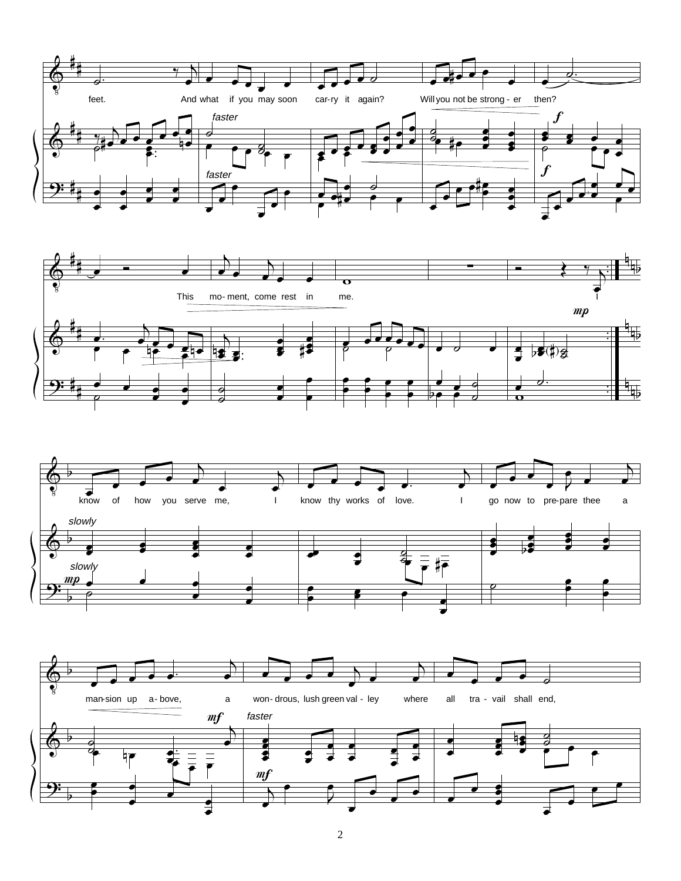feet. And what if you may soon carry it again? Will you not be stronger then?

*faster*

This moment, come rest in me. I

know of how you serve me, I know thy works of love. I go now to prepare thee a

*slowly*

mansion up above, a wondrous, lush green valley where all travail shall end,

*faster*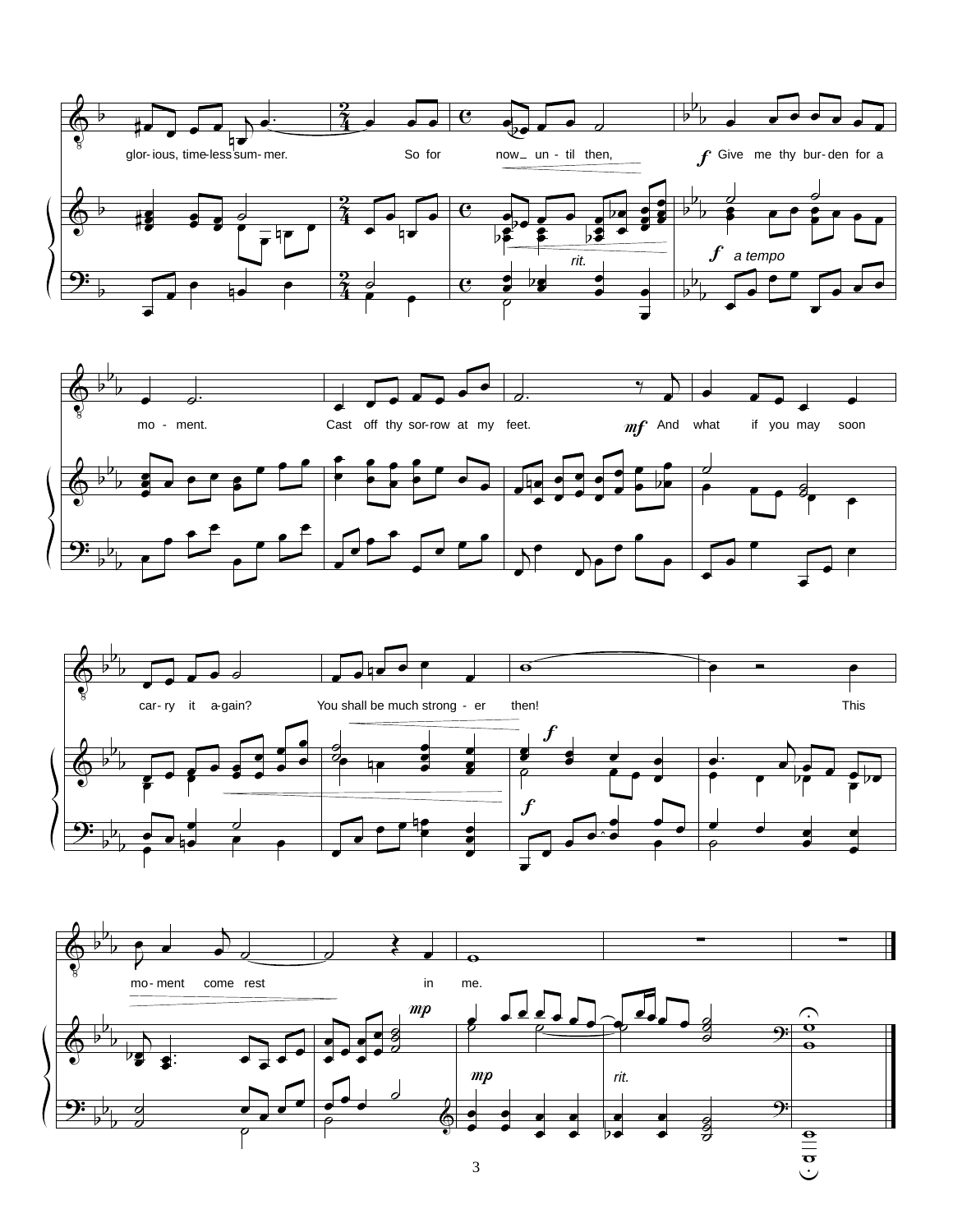glor- ious, time-less sum- mer. So for now un- til then, *f* Give me thy bur- den for a

*rit.* *f* *a tempo*

mo - ment. Cast off thy sor-row at my feet. *mf* And what if you may soon

car- ry it a-gain? You shall be much strong - er then! This

*f*

*f*

mo- ment come rest in me.

*mp*

*mp* *rit.*